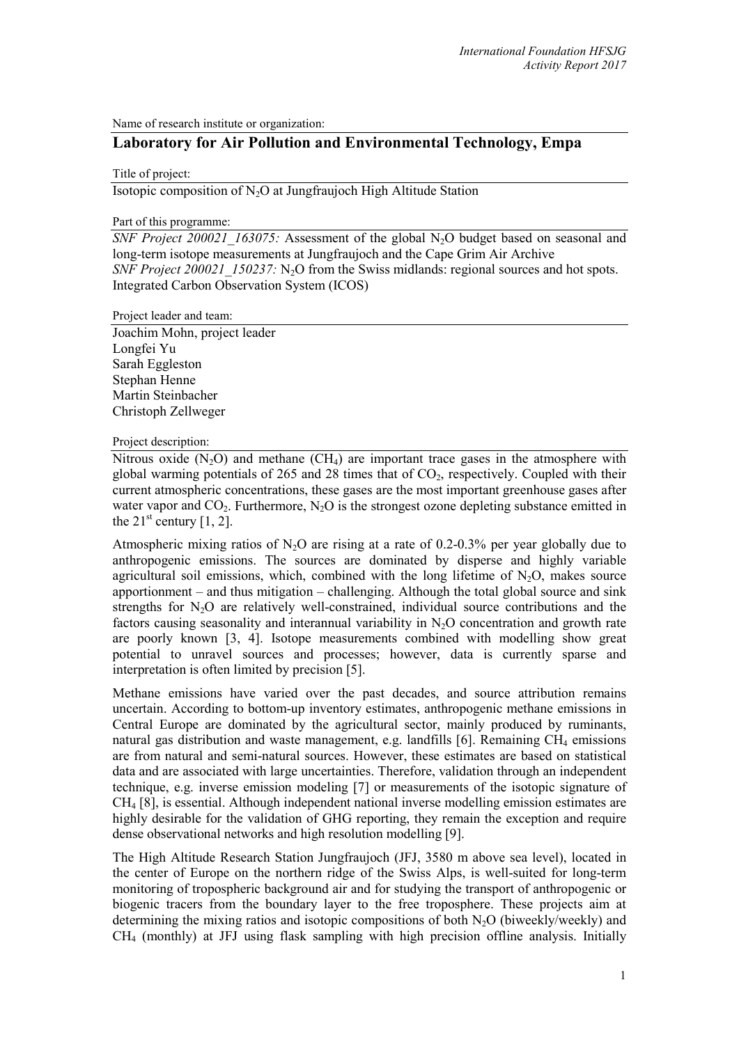Name of research institute or organization:

## Laboratory for Air Pollution and Environmental Technology, Empa

Title of project:

Isotopic composition of $N_2O$ at Jungfraujoch High Altitude Station

Part of this programme:

*SNF Project 200021_163075:* Assessment of the global $N_2O$ budget based on seasonal and long-term isotope measurements at Jungfraujoch and the Cape Grim Air Archive
*SNF Project 200021_150237:* $N_2O$ from the Swiss midlands: regional sources and hot spots.
Integrated Carbon Observation System (ICOS)

Project leader and team:

Joachim Mohn, project leader
Longfei Yu
Sarah Eggleston
Stephan Henne
Martin Steinbacher
Christoph Zellweger

Project description:

Nitrous oxide ($N_2O$) and methane ($CH_4$) are important trace gases in the atmosphere with global warming potentials of 265 and 28 times that of $CO_2$, respectively. Coupled with their current atmospheric concentrations, these gases are the most important greenhouse gases after water vapor and $CO_2$. Furthermore, $N_2O$ is the strongest ozone depleting substance emitted in the 21st century [1, 2].

Atmospheric mixing ratios of $N_2O$ are rising at a rate of 0.2-0.3% per year globally due to anthropogenic emissions. The sources are dominated by disperse and highly variable agricultural soil emissions, which, combined with the long lifetime of $N_2O$, makes source apportionment – and thus mitigation – challenging. Although the total global source and sink strengths for $N_2O$ are relatively well-constrained, individual source contributions and the factors causing seasonality and interannual variability in $N_2O$ concentration and growth rate are poorly known [3, 4]. Isotope measurements combined with modelling show great potential to unravel sources and processes; however, data is currently sparse and interpretation is often limited by precision [5].

Methane emissions have varied over the past decades, and source attribution remains uncertain. According to bottom-up inventory estimates, anthropogenic methane emissions in Central Europe are dominated by the agricultural sector, mainly produced by ruminants, natural gas distribution and waste management, e.g. landfills [6]. Remaining $CH_4$ emissions are from natural and semi-natural sources. However, these estimates are based on statistical data and are associated with large uncertainties. Therefore, validation through an independent technique, e.g. inverse emission modeling [7] or measurements of the isotopic signature of $CH_4$ [8], is essential. Although independent national inverse modelling emission estimates are highly desirable for the validation of GHG reporting, they remain the exception and require dense observational networks and high resolution modelling [9].

The High Altitude Research Station Jungfraujoch (JFJ, 3580 m above sea level), located in the center of Europe on the northern ridge of the Swiss Alps, is well-suited for long-term monitoring of tropospheric background air and for studying the transport of anthropogenic or biogenic tracers from the boundary layer to the free troposphere. These projects aim at determining the mixing ratios and isotopic compositions of both $N_2O$ (biweekly/weekly) and $CH_4$ (monthly) at JFJ using flask sampling with high precision offline analysis. Initially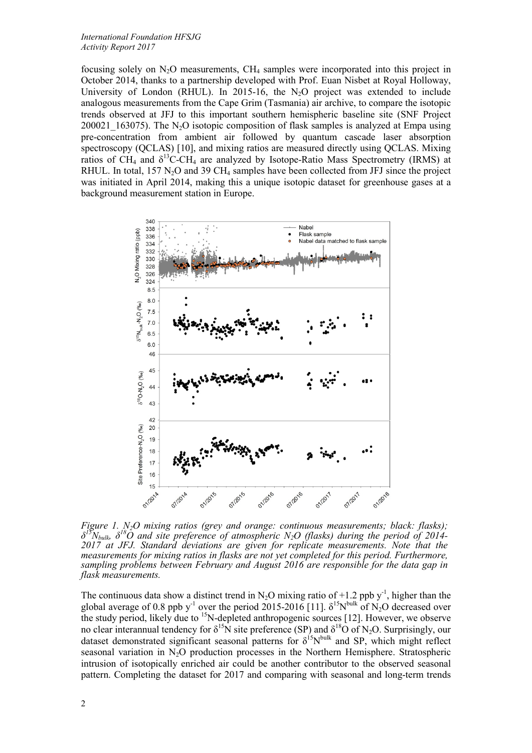focusing solely on $N_2O$ measurements, $CH_4$ samples were incorporated into this project in October 2014, thanks to a partnership developed with Prof. Euan Nisbet at Royal Holloway, University of London (RHUL). In 2015-16, the $N_2O$ project was extended to include analogous measurements from the Cape Grim (Tasmania) air archive, to compare the isotopic trends observed at JFJ to this important southern hemispheric baseline site (SNF Project 200021_163075). The $N_2O$ isotopic composition of flask samples is analyzed at Empa using pre-concentration from ambient air followed by quantum cascade laser absorption spectroscopy (QCLAS) [10], and mixing ratios are measured directly using QCLAS. Mixing ratios of $CH_4$ and $\delta^{13}C$-$CH_4$ are analyzed by Isotope-Ratio Mass Spectrometry (IRMS) at RHUL. In total, 157 $N_2O$ and 39 $CH_4$ samples have been collected from JFJ since the project was initiated in April 2014, making this a unique isotopic dataset for greenhouse gases at a background measurement station in Europe.

*Figure 1. $N_2O$ mixing ratios (grey and orange: continuous measurements; black: flasks); $\delta^{15}N_{bulk}$, $\delta^{18}O$ and site preference of atmospheric $N_2O$ (flasks) during the period of 2014-2017 at JFJ. Standard deviations are given for replicate measurements. Note that the measurements for mixing ratios in flasks are not yet completed for this period. Furthermore, sampling problems between February and August 2016 are responsible for the data gap in flask measurements.*

The continuous data show a distinct trend in $N_2O$ mixing ratio of +1.2 ppb $y^{-1}$, higher than the global average of 0.8 ppb $y^{-1}$ over the period 2015-2016 [11]. $\delta^{15}N^{bulk}$ of $N_2O$ decreased over the study period, likely due to $^{15}N$-depleted anthropogenic sources [12]. However, we observe no clear interannual tendency for $\delta^{15}N$ site preference (SP) and $\delta^{18}O$ of $N_2O$. Surprisingly, our dataset demonstrated significant seasonal patterns for $\delta^{15}N^{bulk}$ and SP, which might reflect seasonal variation in $N_2O$ production processes in the Northern Hemisphere. Stratospheric intrusion of isotopically enriched air could be another contributor to the observed seasonal pattern. Completing the dataset for 2017 and comparing with seasonal and long-term trends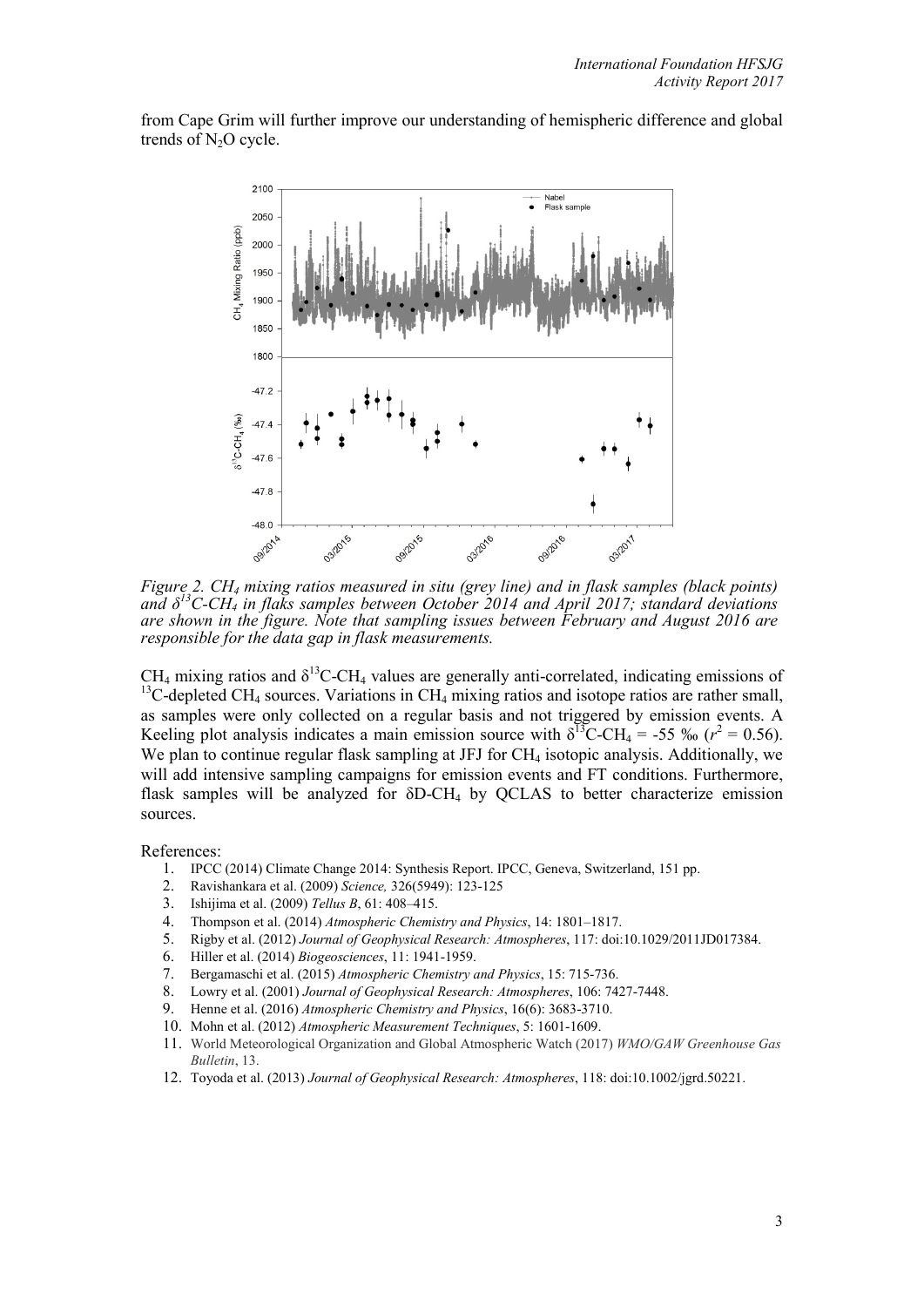from Cape Grim will further improve our understanding of hemispheric difference and global trends of $N_2O$ cycle.

*Figure 2. $CH_4$ mixing ratios measured in situ (grey line) and in flask samples (black points) and $\delta^{13}C$-$CH_4$ in flaks samples between October 2014 and April 2017; standard deviations are shown in the figure. Note that sampling issues between February and August 2016 are responsible for the data gap in flask measurements.*

$CH_4$ mixing ratios and $\delta^{13}C$-$CH_4$ values are generally anti-correlated, indicating emissions of $^{13}C$-depleted $CH_4$ sources. Variations in $CH_4$ mixing ratios and isotope ratios are rather small, as samples were only collected on a regular basis and not triggered by emission events. A Keeling plot analysis indicates a main emission source with $\delta^{13}C$-$CH_4$ = -55 ‰ ($r^2$ = 0.56). We plan to continue regular flask sampling at JFJ for $CH_4$ isotopic analysis. Additionally, we will add intensive sampling campaigns for emission events and FT conditions. Furthermore, flask samples will be analyzed for δD-$CH_4$ by QCLAS to better characterize emission sources.

References:

1. IPCC (2014) Climate Change 2014: Synthesis Report. IPCC, Geneva, Switzerland, 151 pp.
2. Ravishankara et al. (2009) *Science,* 326(5949): 123-125
3. Ishijima et al. (2009) *Tellus B*, 61: 408–415.
4. Thompson et al. (2014) *Atmospheric Chemistry and Physics*, 14: 1801–1817.
5. Rigby et al. (2012) *Journal of Geophysical Research: Atmospheres*, 117: doi:10.1029/2011JD017384.
6. Hiller et al. (2014) *Biogeosciences*, 11: 1941-1959.
7. Bergamaschi et al. (2015) *Atmospheric Chemistry and Physics*, 15: 715-736.
8. Lowry et al. (2001) *Journal of Geophysical Research: Atmospheres*, 106: 7427-7448.
9. Henne et al. (2016) *Atmospheric Chemistry and Physics*, 16(6): 3683-3710.
10. Mohn et al. (2012) *Atmospheric Measurement Techniques*, 5: 1601-1609.
11. World Meteorological Organization and Global Atmospheric Watch (2017) *WMO/GAW Greenhouse Gas Bulletin*, 13.
12. Toyoda et al. (2013) *Journal of Geophysical Research: Atmospheres*, 118: doi:10.1002/jgrd.50221.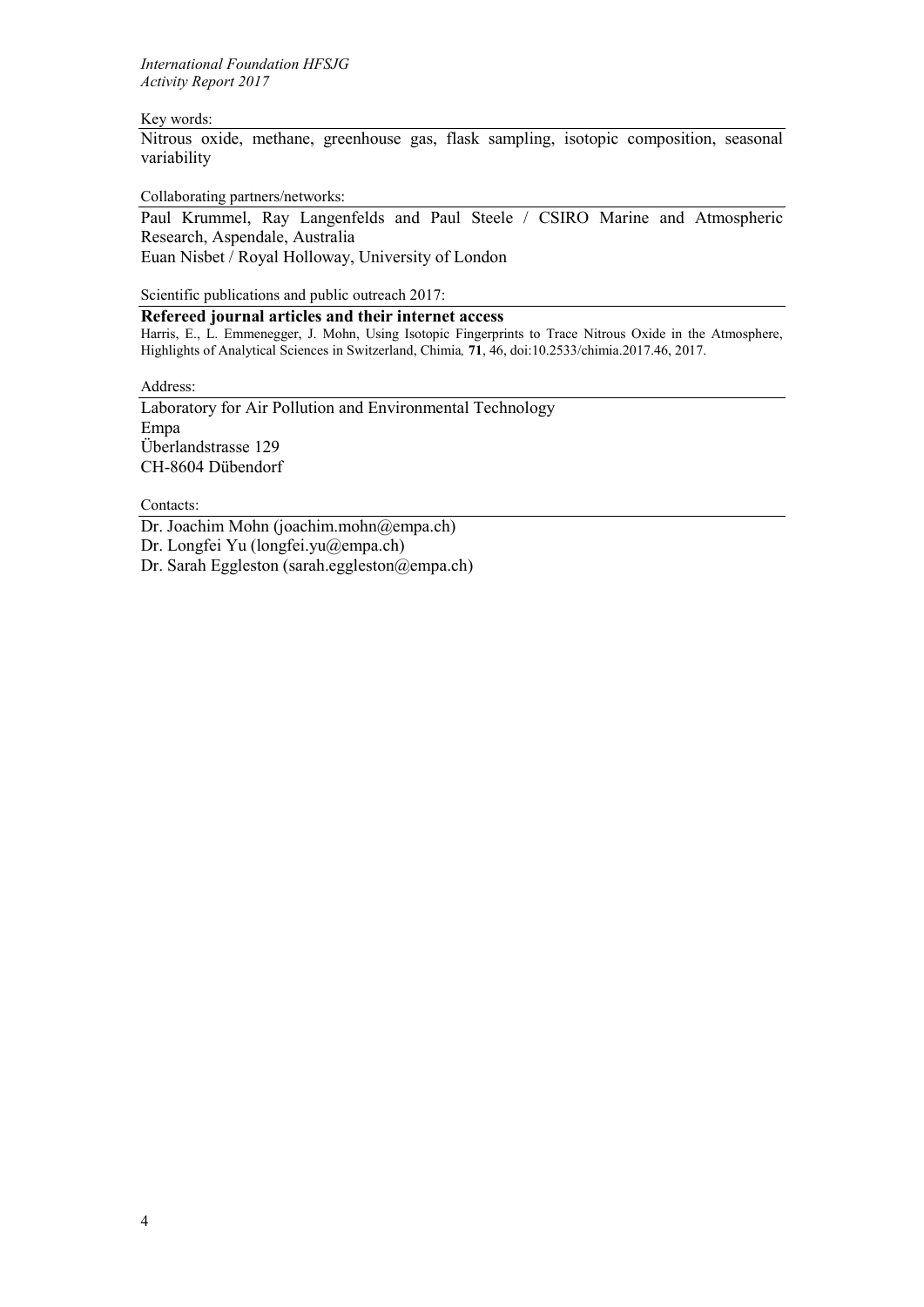Key words:

Nitrous oxide, methane, greenhouse gas, flask sampling, isotopic composition, seasonal variability

Collaborating partners/networks:

Paul Krummel, Ray Langenfelds and Paul Steele / CSIRO Marine and Atmospheric Research, Aspendale, Australia
Euan Nisbet / Royal Holloway, University of London

Scientific publications and public outreach 2017:

**Refereed journal articles and their internet access**

Harris, E., L. Emmenegger, J. Mohn, Using Isotopic Fingerprints to Trace Nitrous Oxide in the Atmosphere, Highlights of Analytical Sciences in Switzerland, *Chimia,* **71**, 46, doi:10.2533/chimia.2017.46, 2017.

Address:

Laboratory for Air Pollution and Environmental Technology
Empa
Überlandstrasse 129
CH-8604 Dübendorf

Contacts:

Dr. Joachim Mohn (joachim.mohn@empa.ch)
Dr. Longfei Yu (longfei.yu@empa.ch)
Dr. Sarah Eggleston (sarah.eggleston@empa.ch)